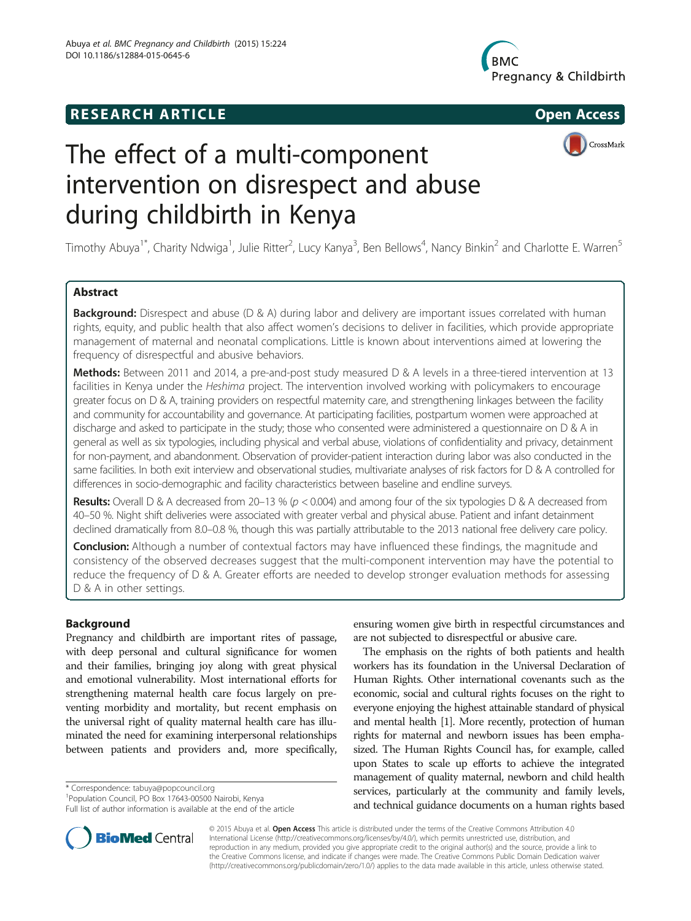## RESEARCH ARTICLE

Open Access

# The effect of a multi-component intervention on disrespect and abuse during childbirth in Kenya

Timothy Abuya[1*], Charity Ndwiga[1], Julie Ritter[2], Lucy Kanya[3], Ben Bellows[4], Nancy Binkin[2] and Charlotte E. Warren[5]

## Abstract

**Background:** Disrespect and abuse (D & A) during labor and delivery are important issues correlated with human rights, equity, and public health that also affect women's decisions to deliver in facilities, which provide appropriate management of maternal and neonatal complications. Little is known about interventions aimed at lowering the frequency of disrespectful and abusive behaviors.

**Methods:** Between 2011 and 2014, a pre-and-post study measured D & A levels in a three-tiered intervention at 13 facilities in Kenya under the *Heshima* project. The intervention involved working with policymakers to encourage greater focus on D & A, training providers on respectful maternity care, and strengthening linkages between the facility and community for accountability and governance. At participating facilities, postpartum women were approached at discharge and asked to participate in the study; those who consented were administered a questionnaire on D & A in general as well as six typologies, including physical and verbal abuse, violations of confidentiality and privacy, detainment for non-payment, and abandonment. Observation of provider-patient interaction during labor was also conducted in the same facilities. In both exit interview and observational studies, multivariate analyses of risk factors for D & A controlled for differences in socio-demographic and facility characteristics between baseline and endline surveys.

**Results:** Overall D & A decreased from 20–13 % ($p < 0.004$) and among four of the six typologies D & A decreased from 40–50 %. Night shift deliveries were associated with greater verbal and physical abuse. Patient and infant detainment declined dramatically from 8.0–0.8 %, though this was partially attributable to the 2013 national free delivery care policy.

**Conclusion:** Although a number of contextual factors may have influenced these findings, the magnitude and consistency of the observed decreases suggest that the multi-component intervention may have the potential to reduce the frequency of D & A. Greater efforts are needed to develop stronger evaluation methods for assessing D & A in other settings.

## Background

Pregnancy and childbirth are important rites of passage, with deep personal and cultural significance for women and their families, bringing joy along with great physical and emotional vulnerability. Most international efforts for strengthening maternal health care focus largely on preventing morbidity and mortality, but recent emphasis on the universal right of quality maternal health care has illuminated the need for examining interpersonal relationships between patients and providers and, more specifically, ensuring women give birth in respectful circumstances and are not subjected to disrespectful or abusive care.

The emphasis on the rights of both patients and health workers has its foundation in the Universal Declaration of Human Rights. Other international covenants such as the economic, social and cultural rights focuses on the right to everyone enjoying the highest attainable standard of physical and mental health [1]. More recently, protection of human rights for maternal and newborn issues has been emphasized. The Human Rights Council has, for example, called upon States to scale up efforts to achieve the integrated management of quality maternal, newborn and child health services, particularly at the community and family levels, and technical guidance documents on a human rights based

\* Correspondence: tabuya@popcouncil.org
[1]Population Council, PO Box 17643-00500 Nairobi, Kenya
Full list of author information is available at the end of the article

© 2015 Abuya et al. **Open Access** This article is distributed under the terms of the Creative Commons Attribution 4.0 International License (http://creativecommons.org/licenses/by/4.0/), which permits unrestricted use, distribution, and reproduction in any medium, provided you give appropriate credit to the original author(s) and the source, provide a link to the Creative Commons license, and indicate if changes were made. The Creative Commons Public Domain Dedication waiver (http://creativecommons.org/publicdomain/zero/1.0/) applies to the data made available in this article, unless otherwise stated.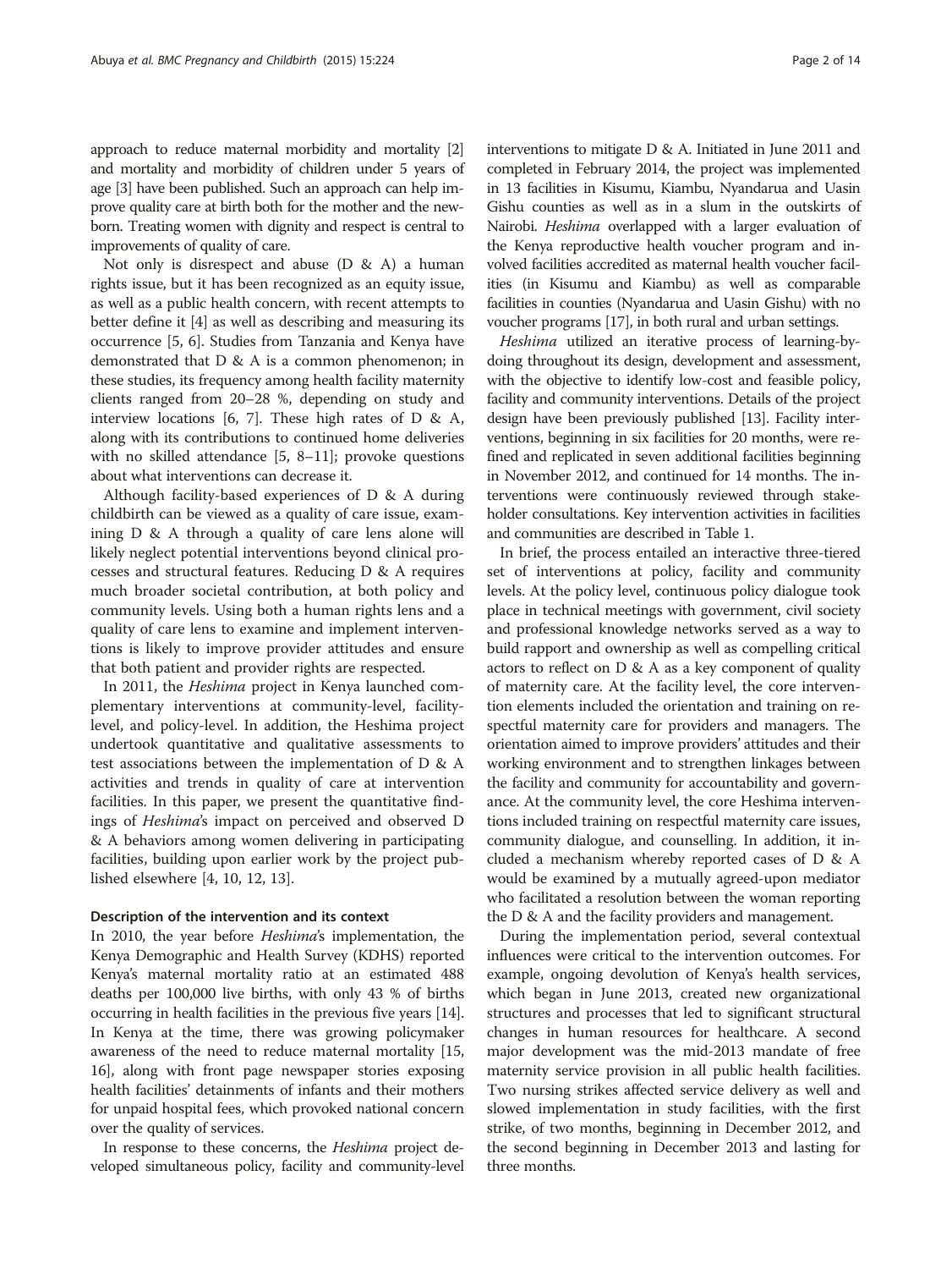approach to reduce maternal morbidity and mortality [2] and mortality and morbidity of children under 5 years of age [3] have been published. Such an approach can help improve quality care at birth both for the mother and the newborn. Treating women with dignity and respect is central to improvements of quality of care.

Not only is disrespect and abuse (D & A) a human rights issue, but it has been recognized as an equity issue, as well as a public health concern, with recent attempts to better define it [4] as well as describing and measuring its occurrence [5, 6]. Studies from Tanzania and Kenya have demonstrated that D & A is a common phenomenon; in these studies, its frequency among health facility maternity clients ranged from 20–28 %, depending on study and interview locations [6, 7]. These high rates of D & A, along with its contributions to continued home deliveries with no skilled attendance [5, 8–11]; provoke questions about what interventions can decrease it.

Although facility-based experiences of D & A during childbirth can be viewed as a quality of care issue, examining D & A through a quality of care lens alone will likely neglect potential interventions beyond clinical processes and structural features. Reducing D & A requires much broader societal contribution, at both policy and community levels. Using both a human rights lens and a quality of care lens to examine and implement interventions is likely to improve provider attitudes and ensure that both patient and provider rights are respected.

In 2011, the *Heshima* project in Kenya launched complementary interventions at community-level, facility-level, and policy-level. In addition, the Heshima project undertook quantitative and qualitative assessments to test associations between the implementation of D & A activities and trends in quality of care at intervention facilities. In this paper, we present the quantitative findings of *Heshima*'s impact on perceived and observed D & A behaviors among women delivering in participating facilities, building upon earlier work by the project published elsewhere [4, 10, 12, 13].

### Description of the intervention and its context

In 2010, the year before *Heshima*'s implementation, the Kenya Demographic and Health Survey (KDHS) reported Kenya's maternal mortality ratio at an estimated 488 deaths per 100,000 live births, with only 43 % of births occurring in health facilities in the previous five years [14]. In Kenya at the time, there was growing policymaker awareness of the need to reduce maternal mortality [15, 16], along with front page newspaper stories exposing health facilities' detainments of infants and their mothers for unpaid hospital fees, which provoked national concern over the quality of services.

In response to these concerns, the *Heshima* project developed simultaneous policy, facility and community-level interventions to mitigate D & A. Initiated in June 2011 and completed in February 2014, the project was implemented in 13 facilities in Kisumu, Kiambu, Nyandarua and Uasin Gishu counties as well as in a slum in the outskirts of Nairobi. *Heshima* overlapped with a larger evaluation of the Kenya reproductive health voucher program and involved facilities accredited as maternal health voucher facilities (in Kisumu and Kiambu) as well as comparable facilities in counties (Nyandarua and Uasin Gishu) with no voucher programs [17], in both rural and urban settings.

*Heshima* utilized an iterative process of learning-by-doing throughout its design, development and assessment, with the objective to identify low-cost and feasible policy, facility and community interventions. Details of the project design have been previously published [13]. Facility interventions, beginning in six facilities for 20 months, were refined and replicated in seven additional facilities beginning in November 2012, and continued for 14 months. The interventions were continuously reviewed through stakeholder consultations. Key intervention activities in facilities and communities are described in Table 1.

In brief, the process entailed an interactive three-tiered set of interventions at policy, facility and community levels. At the policy level, continuous policy dialogue took place in technical meetings with government, civil society and professional knowledge networks served as a way to build rapport and ownership as well as compelling critical actors to reflect on D & A as a key component of quality of maternity care. At the facility level, the core intervention elements included the orientation and training on respectful maternity care for providers and managers. The orientation aimed to improve providers' attitudes and their working environment and to strengthen linkages between the facility and community for accountability and governance. At the community level, the core Heshima interventions included training on respectful maternity care issues, community dialogue, and counselling. In addition, it included a mechanism whereby reported cases of D & A would be examined by a mutually agreed-upon mediator who facilitated a resolution between the woman reporting the D & A and the facility providers and management.

During the implementation period, several contextual influences were critical to the intervention outcomes. For example, ongoing devolution of Kenya's health services, which began in June 2013, created new organizational structures and processes that led to significant structural changes in human resources for healthcare. A second major development was the mid-2013 mandate of free maternity service provision in all public health facilities. Two nursing strikes affected service delivery as well and slowed implementation in study facilities, with the first strike, of two months, beginning in December 2012, and the second beginning in December 2013 and lasting for three months.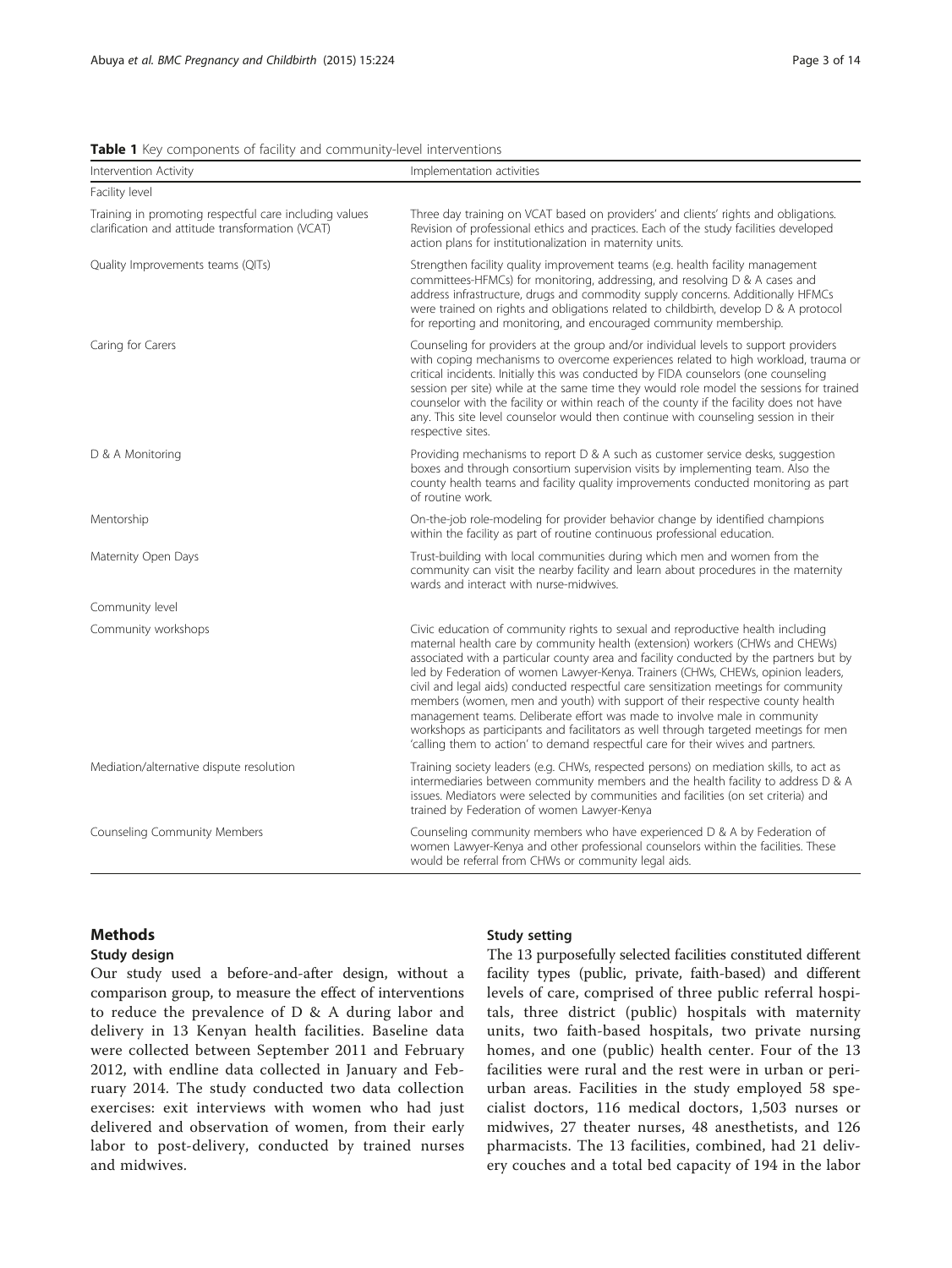**Table 1** Key components of facility and community-level interventions

| Intervention Activity | Implementation activities |
| --- | --- |
| Facility level | |
| Training in promoting respectful care including values clarification and attitude transformation (VCAT) | Three day training on VCAT based on providers' and clients' rights and obligations. Revision of professional ethics and practices. Each of the study facilities developed action plans for institutionalization in maternity units. |
| Quality Improvements teams (QITs) | Strengthen facility quality improvement teams (e.g. health facility management committees-HFMCs) for monitoring, addressing, and resolving D & A cases and address infrastructure, drugs and commodity supply concerns. Additionally HFMCs were trained on rights and obligations related to childbirth, develop D & A protocol for reporting and monitoring, and encouraged community membership. |
| Caring for Carers | Counseling for providers at the group and/or individual levels to support providers with coping mechanisms to overcome experiences related to high workload, trauma or critical incidents. Initially this was conducted by FIDA counselors (one counseling session per site) while at the same time they would role model the sessions for trained counselor with the facility or within reach of the county if the facility does not have any. This site level counselor would then continue with counseling session in their respective sites. |
| D & A Monitoring | Providing mechanisms to report D & A such as customer service desks, suggestion boxes and through consortium supervision visits by implementing team. Also the county health teams and facility quality improvements conducted monitoring as part of routine work. |
| Mentorship | On-the-job role-modeling for provider behavior change by identified champions within the facility as part of routine continuous professional education. |
| Maternity Open Days | Trust-building with local communities during which men and women from the community can visit the nearby facility and learn about procedures in the maternity wards and interact with nurse-midwives. |
| Community level | |
| Community workshops | Civic education of community rights to sexual and reproductive health including maternal health care by community health (extension) workers (CHWs and CHEWs) associated with a particular county area and facility conducted by the partners but by led by Federation of women Lawyer-Kenya. Trainers (CHWs, CHEWs, opinion leaders, civil and legal aids) conducted respectful care sensitization meetings for community members (women, men and youth) with support of their respective county health management teams. Deliberate effort was made to involve male in community workshops as participants and facilitators as well through targeted meetings for men 'calling them to action' to demand respectful care for their wives and partners. |
| Mediation/alternative dispute resolution | Training society leaders (e.g. CHWs, respected persons) on mediation skills, to act as intermediaries between community members and the health facility to address D & A issues. Mediators were selected by communities and facilities (on set criteria) and trained by Federation of women Lawyer-Kenya |
| Counseling Community Members | Counseling community members who have experienced D & A by Federation of women Lawyer-Kenya and other professional counselors within the facilities. These would be referral from CHWs or community legal aids. |

## Methods

### Study design

Our study used a before-and-after design, without a comparison group, to measure the effect of interventions to reduce the prevalence of D & A during labor and delivery in 13 Kenyan health facilities. Baseline data were collected between September 2011 and February 2012, with endline data collected in January and February 2014. The study conducted two data collection exercises: exit interviews with women who had just delivered and observation of women, from their early labor to post-delivery, conducted by trained nurses and midwives.

### Study setting

The 13 purposefully selected facilities constituted different facility types (public, private, faith-based) and different levels of care, comprised of three public referral hospitals, three district (public) hospitals with maternity units, two faith-based hospitals, two private nursing homes, and one (public) health center. Four of the 13 facilities were rural and the rest were in urban or peri-urban areas. Facilities in the study employed 58 specialist doctors, 116 medical doctors, 1,503 nurses or midwives, 27 theater nurses, 48 anesthetists, and 126 pharmacists. The 13 facilities, combined, had 21 delivery couches and a total bed capacity of 194 in the labor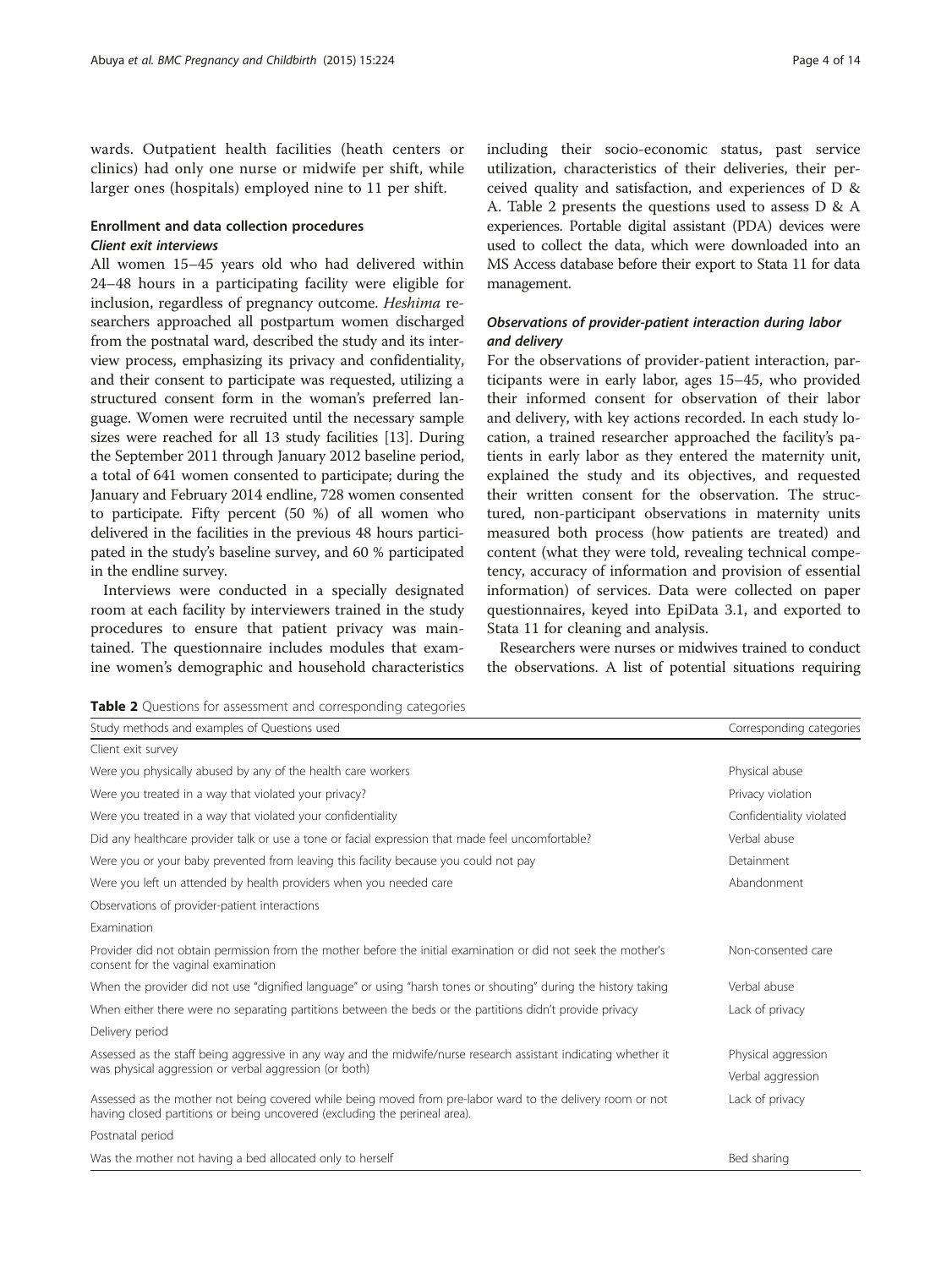wards. Outpatient health facilities (heath centers or clinics) had only one nurse or midwife per shift, while larger ones (hospitals) employed nine to 11 per shift.

## Enrollment and data collection procedures

### *Client exit interviews*

All women 15–45 years old who had delivered within 24–48 hours in a participating facility were eligible for inclusion, regardless of pregnancy outcome. *Heshima* researchers approached all postpartum women discharged from the postnatal ward, described the study and its interview process, emphasizing its privacy and confidentiality, and their consent to participate was requested, utilizing a structured consent form in the woman's preferred language. Women were recruited until the necessary sample sizes were reached for all 13 study facilities [13]. During the September 2011 through January 2012 baseline period, a total of 641 women consented to participate; during the January and February 2014 endline, 728 women consented to participate. Fifty percent (50 %) of all women who delivered in the facilities in the previous 48 hours participated in the study's baseline survey, and 60 % participated in the endline survey.

Interviews were conducted in a specially designated room at each facility by interviewers trained in the study procedures to ensure that patient privacy was maintained. The questionnaire includes modules that examine women's demographic and household characteristics including their socio-economic status, past service utilization, characteristics of their deliveries, their perceived quality and satisfaction, and experiences of D & A. Table 2 presents the questions used to assess D & A experiences. Portable digital assistant (PDA) devices were used to collect the data, which were downloaded into an MS Access database before their export to Stata 11 for data management.

### *Observations of provider-patient interaction during labor and delivery*

For the observations of provider-patient interaction, participants were in early labor, ages 15–45, who provided their informed consent for observation of their labor and delivery, with key actions recorded. In each study location, a trained researcher approached the facility's patients in early labor as they entered the maternity unit, explained the study and its objectives, and requested their written consent for the observation. The structured, non-participant observations in maternity units measured both process (how patients are treated) and content (what they were told, revealing technical competency, accuracy of information and provision of essential information) of services. Data were collected on paper questionnaires, keyed into EpiData 3.1, and exported to Stata 11 for cleaning and analysis.

Researchers were nurses or midwives trained to conduct the observations. A list of potential situations requiring

**Table 2** Questions for assessment and corresponding categories

| Study methods and examples of Questions used | Corresponding categories |
|---|---|
| Client exit survey | |
| Were you physically abused by any of the health care workers | Physical abuse |
| Were you treated in a way that violated your privacy? | Privacy violation |
| Were you treated in a way that violated your confidentiality | Confidentiality violated |
| Did any healthcare provider talk or use a tone or facial expression that made feel uncomfortable? | Verbal abuse |
| Were you or your baby prevented from leaving this facility because you could not pay | Detainment |
| Were you left un attended by health providers when you needed care | Abandonment |
| Observations of provider-patient interactions | |
| Examination | |
| Provider did not obtain permission from the mother before the initial examination or did not seek the mother's consent for the vaginal examination | Non-consented care |
| When the provider did not use "dignified language" or using "harsh tones or shouting" during the history taking | Verbal abuse |
| When either there were no separating partitions between the beds or the partitions didn't provide privacy | Lack of privacy |
| Delivery period | |
| Assessed as the staff being aggressive in any way and the midwife/nurse research assistant indicating whether it was physical aggression or verbal aggression (or both) | Physical aggression<br>Verbal aggression |
| Assessed as the mother not being covered while being moved from pre-labor ward to the delivery room or not having closed partitions or being uncovered (excluding the perineal area). | Lack of privacy |
| Postnatal period | |
| Was the mother not having a bed allocated only to herself | Bed sharing |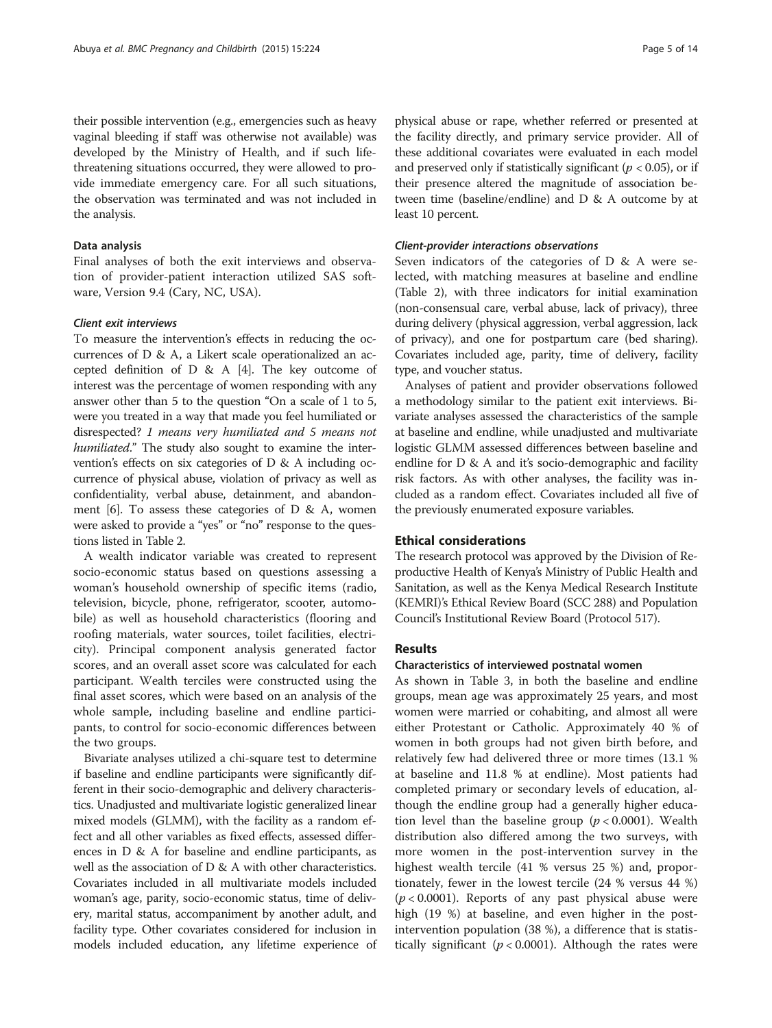their possible intervention (e.g., emergencies such as heavy vaginal bleeding if staff was otherwise not available) was developed by the Ministry of Health, and if such life-threatening situations occurred, they were allowed to provide immediate emergency care. For all such situations, the observation was terminated and was not included in the analysis.

### Data analysis

Final analyses of both the exit interviews and observation of provider-patient interaction utilized SAS software, Version 9.4 (Cary, NC, USA).

#### *Client exit interviews*

To measure the intervention's effects in reducing the occurrences of D & A, a Likert scale operationalized an accepted definition of D & A [4]. The key outcome of interest was the percentage of women responding with any answer other than 5 to the question "On a scale of 1 to 5, were you treated in a way that made you feel humiliated or disrespected? *1 means very humiliated and 5 means not humiliated*." The study also sought to examine the intervention's effects on six categories of D & A including occurrence of physical abuse, violation of privacy as well as confidentiality, verbal abuse, detainment, and abandonment [6]. To assess these categories of D & A, women were asked to provide a "yes" or "no" response to the questions listed in Table 2.

A wealth indicator variable was created to represent socio-economic status based on questions assessing a woman's household ownership of specific items (radio, television, bicycle, phone, refrigerator, scooter, automobile) as well as household characteristics (flooring and roofing materials, water sources, toilet facilities, electricity). Principal component analysis generated factor scores, and an overall asset score was calculated for each participant. Wealth terciles were constructed using the final asset scores, which were based on an analysis of the whole sample, including baseline and endline participants, to control for socio-economic differences between the two groups.

Bivariate analyses utilized a chi-square test to determine if baseline and endline participants were significantly different in their socio-demographic and delivery characteristics. Unadjusted and multivariate logistic generalized linear mixed models (GLMM), with the facility as a random effect and all other variables as fixed effects, assessed differences in D & A for baseline and endline participants, as well as the association of D & A with other characteristics. Covariates included in all multivariate models included woman's age, parity, socio-economic status, time of delivery, marital status, accompaniment by another adult, and facility type. Other covariates considered for inclusion in models included education, any lifetime experience of physical abuse or rape, whether referred or presented at the facility directly, and primary service provider. All of these additional covariates were evaluated in each model and preserved only if statistically significant ($p < 0.05$), or if their presence altered the magnitude of association between time (baseline/endline) and D & A outcome by at least 10 percent.

#### *Client-provider interactions observations*

Seven indicators of the categories of D & A were selected, with matching measures at baseline and endline (Table 2), with three indicators for initial examination (non-consensual care, verbal abuse, lack of privacy), three during delivery (physical aggression, verbal aggression, lack of privacy), and one for postpartum care (bed sharing). Covariates included age, parity, time of delivery, facility type, and voucher status.

Analyses of patient and provider observations followed a methodology similar to the patient exit interviews. Bivariate analyses assessed the characteristics of the sample at baseline and endline, while unadjusted and multivariate logistic GLMM assessed differences between baseline and endline for D & A and it's socio-demographic and facility risk factors. As with other analyses, the facility was included as a random effect. Covariates included all five of the previously enumerated exposure variables.

## Ethical considerations

The research protocol was approved by the Division of Reproductive Health of Kenya's Ministry of Public Health and Sanitation, as well as the Kenya Medical Research Institute (KEMRI)'s Ethical Review Board (SCC 288) and Population Council's Institutional Review Board (Protocol 517).

## Results

### Characteristics of interviewed postnatal women

As shown in Table 3, in both the baseline and endline groups, mean age was approximately 25 years, and most women were married or cohabiting, and almost all were either Protestant or Catholic. Approximately 40 % of women in both groups had not given birth before, and relatively few had delivered three or more times (13.1 % at baseline and 11.8 % at endline). Most patients had completed primary or secondary levels of education, although the endline group had a generally higher education level than the baseline group ($p < 0.0001$). Wealth distribution also differed among the two surveys, with more women in the post-intervention survey in the highest wealth tercile (41 % versus 25 %) and, proportionately, fewer in the lowest tercile (24 % versus 44 %) ($p < 0.0001$). Reports of any past physical abuse were high (19 %) at baseline, and even higher in the post-intervention population (38 %), a difference that is statistically significant ($p < 0.0001$). Although the rates were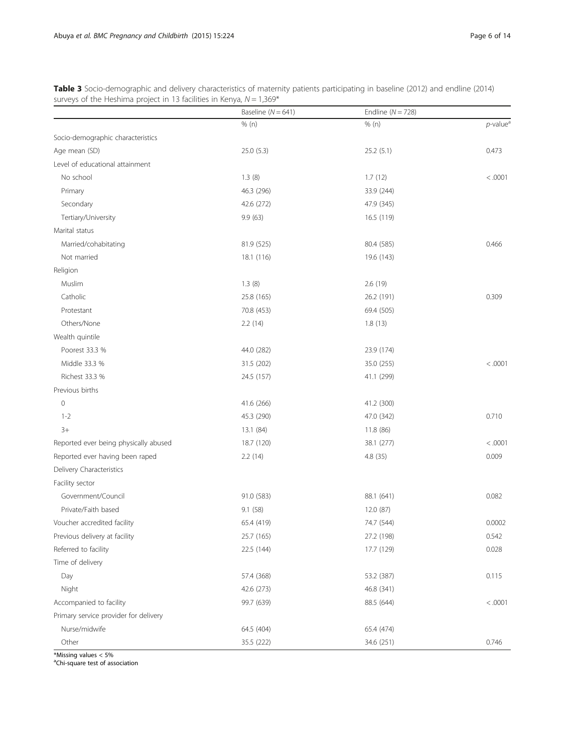**Table 3** Socio-demographic and delivery characteristics of maternity patients participating in baseline (2012) and endline (2014) surveys of the Heshima project in 13 facilities in Kenya, $N = 1,369$*

| | Baseline ($N = 641$) | Endline ($N = 728$) | |
|---|---|---|---|
| | % (n) | % (n) | *p*-value[a] |
| Socio-demographic characteristics | | | |
| Age mean (SD) | 25.0 (5.3) | 25.2 (5.1) | 0.473 |
| Level of educational attainment | | | |
| No school | 1.3 (8) | 1.7 (12) | < .0001 |
| Primary | 46.3 (296) | 33.9 (244) | |
| Secondary | 42.6 (272) | 47.9 (345) | |
| Tertiary/University | 9.9 (63) | 16.5 (119) | |
| Marital status | | | |
| Married/cohabitating | 81.9 (525) | 80.4 (585) | 0.466 |
| Not married | 18.1 (116) | 19.6 (143) | |
| Religion | | | |
| Muslim | 1.3 (8) | 2.6 (19) | |
| Catholic | 25.8 (165) | 26.2 (191) | 0.309 |
| Protestant | 70.8 (453) | 69.4 (505) | |
| Others/None | 2.2 (14) | 1.8 (13) | |
| Wealth quintile | | | |
| Poorest 33.3 % | 44.0 (282) | 23.9 (174) | |
| Middle 33.3 % | 31.5 (202) | 35.0 (255) | < .0001 |
| Richest 33.3 % | 24.5 (157) | 41.1 (299) | |
| Previous births | | | |
| 0 | 41.6 (266) | 41.2 (300) | |
| 1-2 | 45.3 (290) | 47.0 (342) | 0.710 |
| 3+ | 13.1 (84) | 11.8 (86) | |
| Reported ever being physically abused | 18.7 (120) | 38.1 (277) | < .0001 |
| Reported ever having been raped | 2.2 (14) | 4.8 (35) | 0.009 |
| Delivery Characteristics | | | |
| Facility sector | | | |
| Government/Council | 91.0 (583) | 88.1 (641) | 0.082 |
| Private/Faith based | 9.1 (58) | 12.0 (87) | |
| Voucher accredited facility | 65.4 (419) | 74.7 (544) | 0.0002 |
| Previous delivery at facility | 25.7 (165) | 27.2 (198) | 0.542 |
| Referred to facility | 22.5 (144) | 17.7 (129) | 0.028 |
| Time of delivery | | | |
| Day | 57.4 (368) | 53.2 (387) | 0.115 |
| Night | 42.6 (273) | 46.8 (341) | |
| Accompanied to facility | 99.7 (639) | 88.5 (644) | < .0001 |
| Primary service provider for delivery | | | |
| Nurse/midwife | 64.5 (404) | 65.4 (474) | |
| Other | 35.5 (222) | 34.6 (251) | 0.746 |

*Missing values < 5%

[a]Chi-square test of association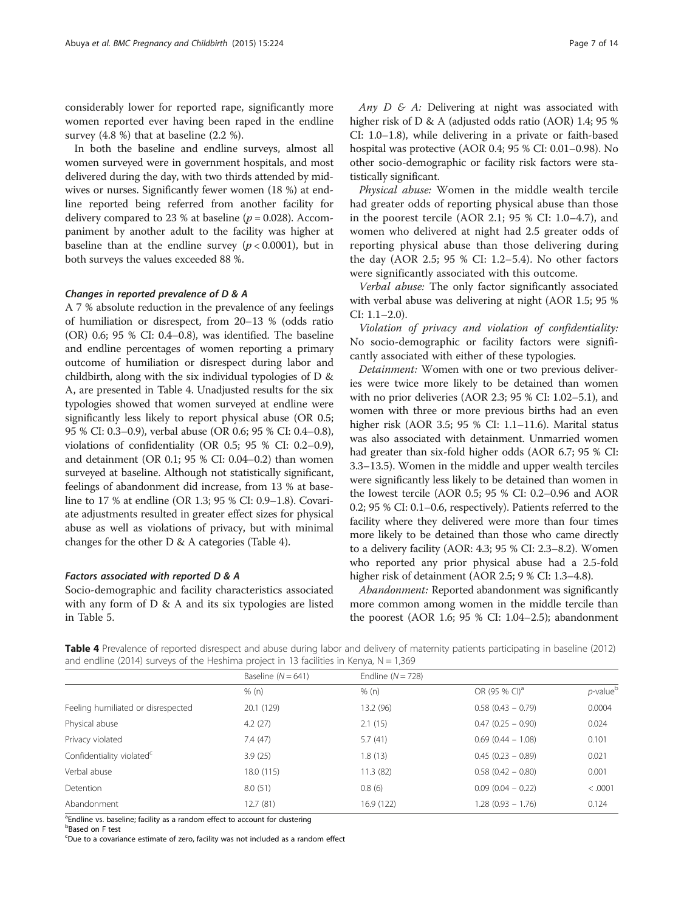considerably lower for reported rape, significantly more women reported ever having been raped in the endline survey (4.8 %) that at baseline (2.2 %).

In both the baseline and endline surveys, almost all women surveyed were in government hospitals, and most delivered during the day, with two thirds attended by midwives or nurses. Significantly fewer women (18 %) at endline reported being referred from another facility for delivery compared to 23 % at baseline ($p = 0.028$). Accompaniment by another adult to the facility was higher at baseline than at the endline survey ($p < 0.0001$), but in both surveys the values exceeded 88 %.

#### *Changes in reported prevalence of D & A*

A 7 % absolute reduction in the prevalence of any feelings of humiliation or disrespect, from 20–13 % (odds ratio (OR) 0.6; 95 % CI: 0.4–0.8), was identified. The baseline and endline percentages of women reporting a primary outcome of humiliation or disrespect during labor and childbirth, along with the six individual typologies of D & A, are presented in Table 4. Unadjusted results for the six typologies showed that women surveyed at endline were significantly less likely to report physical abuse (OR 0.5; 95 % CI: 0.3–0.9), verbal abuse (OR 0.6; 95 % CI: 0.4–0.8), violations of confidentiality (OR 0.5; 95 % CI: 0.2–0.9), and detainment (OR 0.1; 95 % CI: 0.04–0.2) than women surveyed at baseline. Although not statistically significant, feelings of abandonment did increase, from 13 % at baseline to 17 % at endline (OR 1.3; 95 % CI: 0.9–1.8). Covariate adjustments resulted in greater effect sizes for physical abuse as well as violations of privacy, but with minimal changes for the other D & A categories (Table 4).

#### *Factors associated with reported D & A*

Socio-demographic and facility characteristics associated with any form of D & A and its six typologies are listed in Table 5.

*Any D & A:* Delivering at night was associated with higher risk of D & A (adjusted odds ratio (AOR) 1.4; 95 % CI: 1.0–1.8), while delivering in a private or faith-based hospital was protective (AOR 0.4; 95 % CI: 0.01–0.98). No other socio-demographic or facility risk factors were statistically significant.

*Physical abuse:* Women in the middle wealth tercile had greater odds of reporting physical abuse than those in the poorest tercile (AOR 2.1; 95 % CI: 1.0–4.7), and women who delivered at night had 2.5 greater odds of reporting physical abuse than those delivering during the day (AOR 2.5; 95 % CI: 1.2–5.4). No other factors were significantly associated with this outcome.

*Verbal abuse:* The only factor significantly associated with verbal abuse was delivering at night (AOR 1.5; 95 % CI: 1.1–2.0).

*Violation of privacy and violation of confidentiality:* No socio-demographic or facility factors were significantly associated with either of these typologies.

*Detainment:* Women with one or two previous deliveries were twice more likely to be detained than women with no prior deliveries (AOR 2.3; 95 % CI: 1.02–5.1), and women with three or more previous births had an even higher risk (AOR 3.5; 95 % CI: 1.1–11.6). Marital status was also associated with detainment. Unmarried women had greater than six-fold higher odds (AOR 6.7; 95 % CI: 3.3–13.5). Women in the middle and upper wealth terciles were significantly less likely to be detained than women in the lowest tercile (AOR 0.5; 95 % CI: 0.2–0.96 and AOR 0.2; 95 % CI: 0.1–0.6, respectively). Patients referred to the facility where they delivered were more than four times more likely to be detained than those who came directly to a delivery facility (AOR: 4.3; 95 % CI: 2.3–8.2). Women who reported any prior physical abuse had a 2.5-fold higher risk of detainment (AOR 2.5; 9 % CI: 1.3–4.8).

*Abandonment:* Reported abandonment was significantly more common among women in the middle tercile than the poorest (AOR 1.6; 95 % CI: 1.04–2.5); abandonment

**Table 4** Prevalence of reported disrespect and abuse during labor and delivery of maternity patients participating in baseline (2012) and endline (2014) surveys of the Heshima project in 13 facilities in Kenya, N = 1,369

| | Baseline (N = 641) | Endline (N = 728) | | |
|---|---|---|---|---|
| | % (n) | % (n) | OR (95 % CI)[a] | *p*-value[b] |
| Feeling humiliated or disrespected | 20.1 (129) | 13.2 (96) | 0.58 (0.43 – 0.79) | 0.0004 |
| Physical abuse | 4.2 (27) | 2.1 (15) | 0.47 (0.25 – 0.90) | 0.024 |
| Privacy violated | 7.4 (47) | 5.7 (41) | 0.69 (0.44 – 1.08) | 0.101 |
| Confidentiality violated[c] | 3.9 (25) | 1.8 (13) | 0.45 (0.23 – 0.89) | 0.021 |
| Verbal abuse | 18.0 (115) | 11.3 (82) | 0.58 (0.42 – 0.80) | 0.001 |
| Detention | 8.0 (51) | 0.8 (6) | 0.09 (0.04 – 0.22) | < .0001 |
| Abandonment | 12.7 (81) | 16.9 (122) | 1.28 (0.93 – 1.76) | 0.124 |

[a]Endline vs. baseline; facility as a random effect to account for clustering
[b]Based on F test
[c]Due to a covariance estimate of zero, facility was not included as a random effect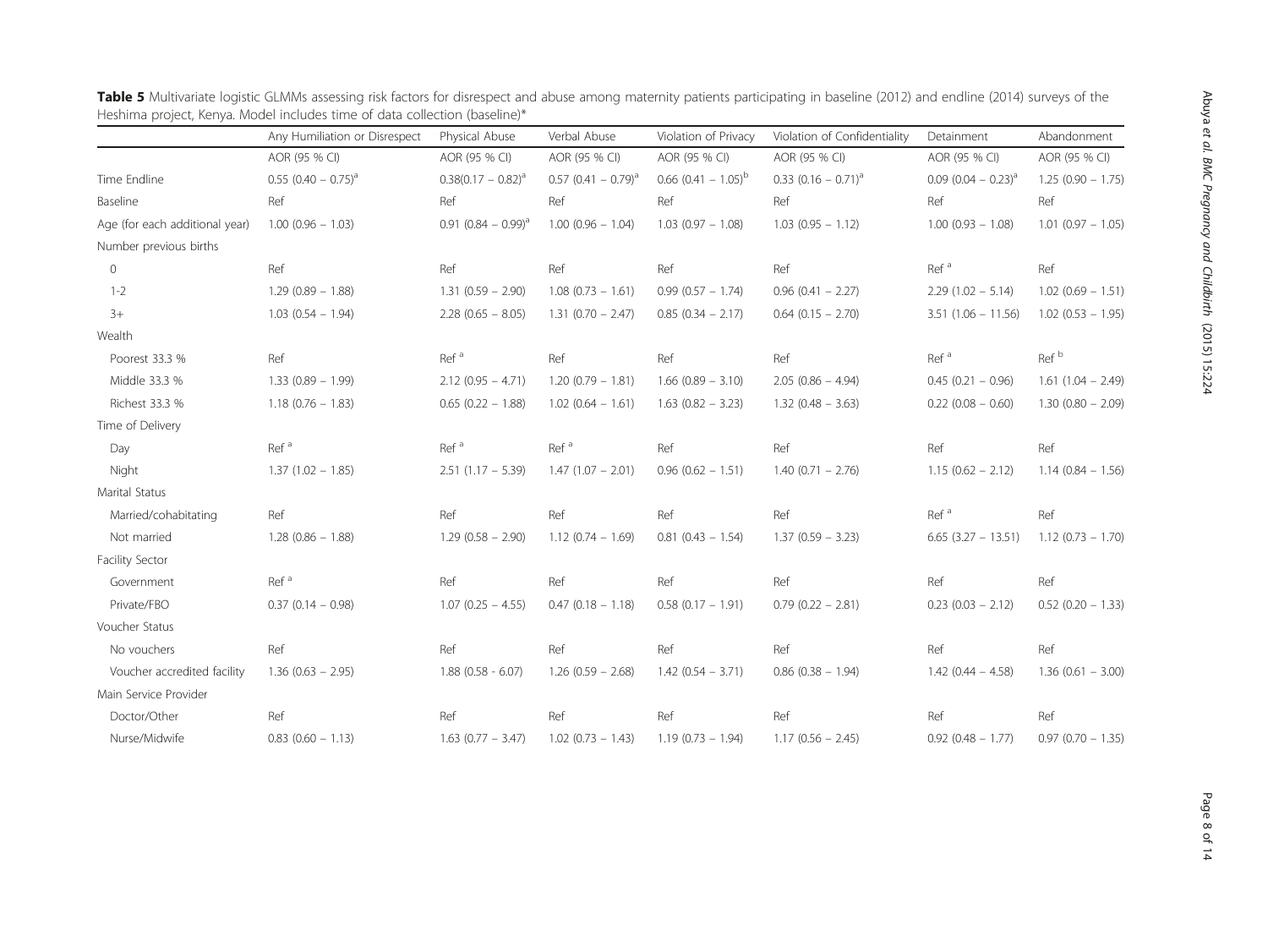**Table 5** Multivariate logistic GLMMs assessing risk factors for disrespect and abuse among maternity patients participating in baseline (2012) and endline (2014) surveys of the Heshima project, Kenya. Model includes time of data collection (baseline)*

| | Any Humiliation or Disrespect | Physical Abuse | Verbal Abuse | Violation of Privacy | Violation of Confidentiality | Detainment | Abandonment |
|---|---|---|---|---|---|---|---|
| | AOR (95 % CI) | AOR (95 % CI) | AOR (95 % CI) | AOR (95 % CI) | AOR (95 % CI) | AOR (95 % CI) | AOR (95 % CI) |
| Time Endline | 0.55 (0.40 – 0.75)[a] | 0.38(0.17 – 0.82)[a] | 0.57 (0.41 – 0.79)[a] | 0.66 (0.41 – 1.05)[b] | 0.33 (0.16 – 0.71)[a] | 0.09 (0.04 – 0.23)[a] | 1.25 (0.90 – 1.75) |
| Baseline | Ref | Ref | Ref | Ref | Ref | Ref | Ref |
| Age (for each additional year) | 1.00 (0.96 – 1.03) | 0.91 (0.84 – 0.99)[a] | 1.00 (0.96 – 1.04) | 1.03 (0.97 – 1.08) | 1.03 (0.95 – 1.12) | 1.00 (0.93 – 1.08) | 1.01 (0.97 – 1.05) |
| Number previous births | | | | | | | |
| 0 | Ref | Ref | Ref | Ref | Ref | Ref [a] | Ref |
| 1-2 | 1.29 (0.89 – 1.88) | 1.31 (0.59 – 2.90) | 1.08 (0.73 – 1.61) | 0.99 (0.57 – 1.74) | 0.96 (0.41 – 2.27) | 2.29 (1.02 – 5.14) | 1.02 (0.69 – 1.51) |
| 3+ | 1.03 (0.54 – 1.94) | 2.28 (0.65 – 8.05) | 1.31 (0.70 – 2.47) | 0.85 (0.34 – 2.17) | 0.64 (0.15 – 2.70) | 3.51 (1.06 – 11.56) | 1.02 (0.53 – 1.95) |
| Wealth | | | | | | | |
| Poorest 33.3 % | Ref | Ref [a] | Ref | Ref | Ref | Ref [a] | Ref [b] |
| Middle 33.3 % | 1.33 (0.89 – 1.99) | 2.12 (0.95 – 4.71) | 1.20 (0.79 – 1.81) | 1.66 (0.89 – 3.10) | 2.05 (0.86 – 4.94) | 0.45 (0.21 – 0.96) | 1.61 (1.04 – 2.49) |
| Richest 33.3 % | 1.18 (0.76 – 1.83) | 0.65 (0.22 – 1.88) | 1.02 (0.64 – 1.61) | 1.63 (0.82 – 3.23) | 1.32 (0.48 – 3.63) | 0.22 (0.08 – 0.60) | 1.30 (0.80 – 2.09) |
| Time of Delivery | | | | | | | |
| Day | Ref [a] | Ref [a] | Ref [a] | Ref | Ref | Ref | Ref |
| Night | 1.37 (1.02 – 1.85) | 2.51 (1.17 – 5.39) | 1.47 (1.07 – 2.01) | 0.96 (0.62 – 1.51) | 1.40 (0.71 – 2.76) | 1.15 (0.62 – 2.12) | 1.14 (0.84 – 1.56) |
| Marital Status | | | | | | | |
| Married/cohabitating | Ref | Ref | Ref | Ref | Ref | Ref [a] | Ref |
| Not married | 1.28 (0.86 – 1.88) | 1.29 (0.58 – 2.90) | 1.12 (0.74 – 1.69) | 0.81 (0.43 – 1.54) | 1.37 (0.59 – 3.23) | 6.65 (3.27 – 13.51) | 1.12 (0.73 – 1.70) |
| Facility Sector | | | | | | | |
| Government | Ref [a] | Ref | Ref | Ref | Ref | Ref | Ref |
| Private/FBO | 0.37 (0.14 – 0.98) | 1.07 (0.25 – 4.55) | 0.47 (0.18 – 1.18) | 0.58 (0.17 – 1.91) | 0.79 (0.22 – 2.81) | 0.23 (0.03 – 2.12) | 0.52 (0.20 – 1.33) |
| Voucher Status | | | | | | | |
| No vouchers | Ref | Ref | Ref | Ref | Ref | Ref | Ref |
| Voucher accredited facility | 1.36 (0.63 – 2.95) | 1.88 (0.58 - 6.07) | 1.26 (0.59 – 2.68) | 1.42 (0.54 – 3.71) | 0.86 (0.38 – 1.94) | 1.42 (0.44 – 4.58) | 1.36 (0.61 – 3.00) |
| Main Service Provider | | | | | | | |
| Doctor/Other | Ref | Ref | Ref | Ref | Ref | Ref | Ref |
| Nurse/Midwife | 0.83 (0.60 – 1.13) | 1.63 (0.77 – 3.47) | 1.02 (0.73 – 1.43) | 1.19 (0.73 – 1.94) | 1.17 (0.56 – 2.45) | 0.92 (0.48 – 1.77) | 0.97 (0.70 – 1.35) |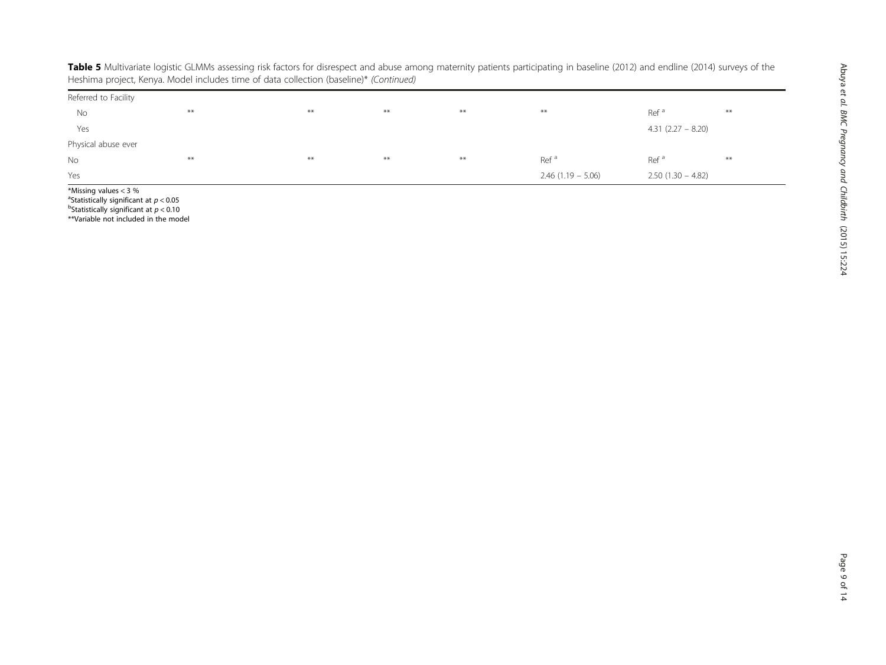**Table 5** Multivariate logistic GLMMs assessing risk factors for disrespect and abuse among maternity patients participating in baseline (2012) and endline (2014) surveys of the Heshima project, Kenya. Model includes time of data collection (baseline)* *(Continued)*

| | | | | | | | |
|---|---|---|---|---|---|---|---|
| Referred to Facility | | | | | | | |
| No | ** | ** | ** | ** | ** | Ref [a] | ** |
| Yes | | | | | | 4.31 (2.27 – 8.20) | |
| Physical abuse ever | | | | | | | |
| No | ** | ** | ** | ** | Ref [a] | Ref [a] | ** |
| Yes | | | | | 2.46 (1.19 – 5.06) | 2.50 (1.30 – 4.82) | |

*Missing values < 3 %
[a]Statistically significant at $p < 0.05$
[b]Statistically significant at $p < 0.10$
**Variable not included in the model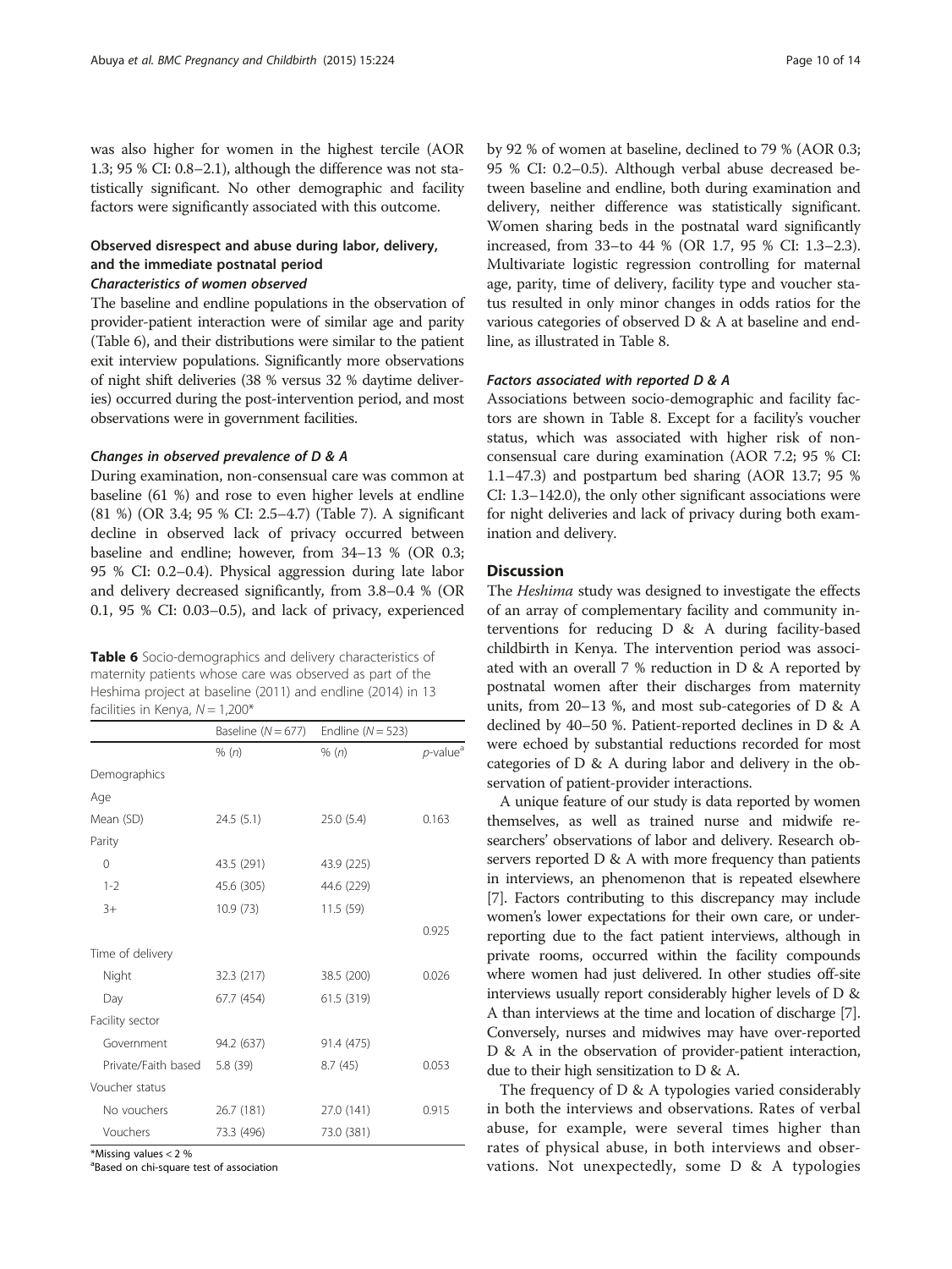was also higher for women in the highest tercile (AOR 1.3; 95 % CI: 0.8–2.1), although the difference was not statistically significant. No other demographic and facility factors were significantly associated with this outcome.

### Observed disrespect and abuse during labor, delivery, and the immediate postnatal period

#### *Characteristics of women observed*

The baseline and endline populations in the observation of provider-patient interaction were of similar age and parity (Table 6), and their distributions were similar to the patient exit interview populations. Significantly more observations of night shift deliveries (38 % versus 32 % daytime deliveries) occurred during the post-intervention period, and most observations were in government facilities.

#### *Changes in observed prevalence of D & A*

During examination, non-consensual care was common at baseline (61 %) and rose to even higher levels at endline (81 %) (OR 3.4; 95 % CI: 2.5–4.7) (Table 7). A significant decline in observed lack of privacy occurred between baseline and endline; however, from 34–13 % (OR 0.3; 95 % CI: 0.2–0.4). Physical aggression during late labor and delivery decreased significantly, from 3.8–0.4 % (OR 0.1, 95 % CI: 0.03–0.5), and lack of privacy, experienced by 92 % of women at baseline, declined to 79 % (AOR 0.3; 95 % CI: 0.2–0.5). Although verbal abuse decreased between baseline and endline, both during examination and delivery, neither difference was statistically significant. Women sharing beds in the postnatal ward significantly increased, from 33–to 44 % (OR 1.7, 95 % CI: 1.3–2.3). Multivariate logistic regression controlling for maternal age, parity, time of delivery, facility type and voucher status resulted in only minor changes in odds ratios for the various categories of observed D & A at baseline and endline, as illustrated in Table 8.

**Table 6** Socio-demographics and delivery characteristics of maternity patients whose care was observed as part of the Heshima project at baseline (2011) and endline (2014) in 13 facilities in Kenya, $N = 1{,}200$*

| | Baseline ($N = 677$) | Endline ($N = 523$) | |
|---|---|---|---|
| | % (*n*) | % (*n*) | *p*-value[a] |
| Demographics | | | |
| Age | | | |
| Mean (SD) | 24.5 (5.1) | 25.0 (5.4) | 0.163 |
| Parity | | | |
| 0 | 43.5 (291) | 43.9 (225) | |
| 1-2 | 45.6 (305) | 44.6 (229) | |
| 3+ | 10.9 (73) | 11.5 (59) | |
| | | | 0.925 |
| Time of delivery | | | |
| Night | 32.3 (217) | 38.5 (200) | 0.026 |
| Day | 67.7 (454) | 61.5 (319) | |
| Facility sector | | | |
| Government | 94.2 (637) | 91.4 (475) | |
| Private/Faith based | 5.8 (39) | 8.7 (45) | 0.053 |
| Voucher status | | | |
| No vouchers | 26.7 (181) | 27.0 (141) | 0.915 |
| Vouchers | 73.3 (496) | 73.0 (381) | |

*Missing values < 2 %

[a]Based on chi-square test of association

#### *Factors associated with reported D & A*

Associations between socio-demographic and facility factors are shown in Table 8. Except for a facility's voucher status, which was associated with higher risk of non-consensual care during examination (AOR 7.2; 95 % CI: 1.1–47.3) and postpartum bed sharing (AOR 13.7; 95 % CI: 1.3–142.0), the only other significant associations were for night deliveries and lack of privacy during both examination and delivery.

## Discussion

The *Heshima* study was designed to investigate the effects of an array of complementary facility and community interventions for reducing D & A during facility-based childbirth in Kenya. The intervention period was associated with an overall 7 % reduction in D & A reported by postnatal women after their discharges from maternity units, from 20–13 %, and most sub-categories of D & A declined by 40–50 %. Patient-reported declines in D & A were echoed by substantial reductions recorded for most categories of D & A during labor and delivery in the observation of patient-provider interactions.

A unique feature of our study is data reported by women themselves, as well as trained nurse and midwife researchers' observations of labor and delivery. Research observers reported D & A with more frequency than patients in interviews, an phenomenon that is repeated elsewhere [7]. Factors contributing to this discrepancy may include women's lower expectations for their own care, or under-reporting due to the fact patient interviews, although in private rooms, occurred within the facility compounds where women had just delivered. In other studies off-site interviews usually report considerably higher levels of D & A than interviews at the time and location of discharge [7]. Conversely, nurses and midwives may have over-reported D & A in the observation of provider-patient interaction, due to their high sensitization to D & A.

The frequency of D & A typologies varied considerably in both the interviews and observations. Rates of verbal abuse, for example, were several times higher than rates of physical abuse, in both interviews and observations. Not unexpectedly, some D & A typologies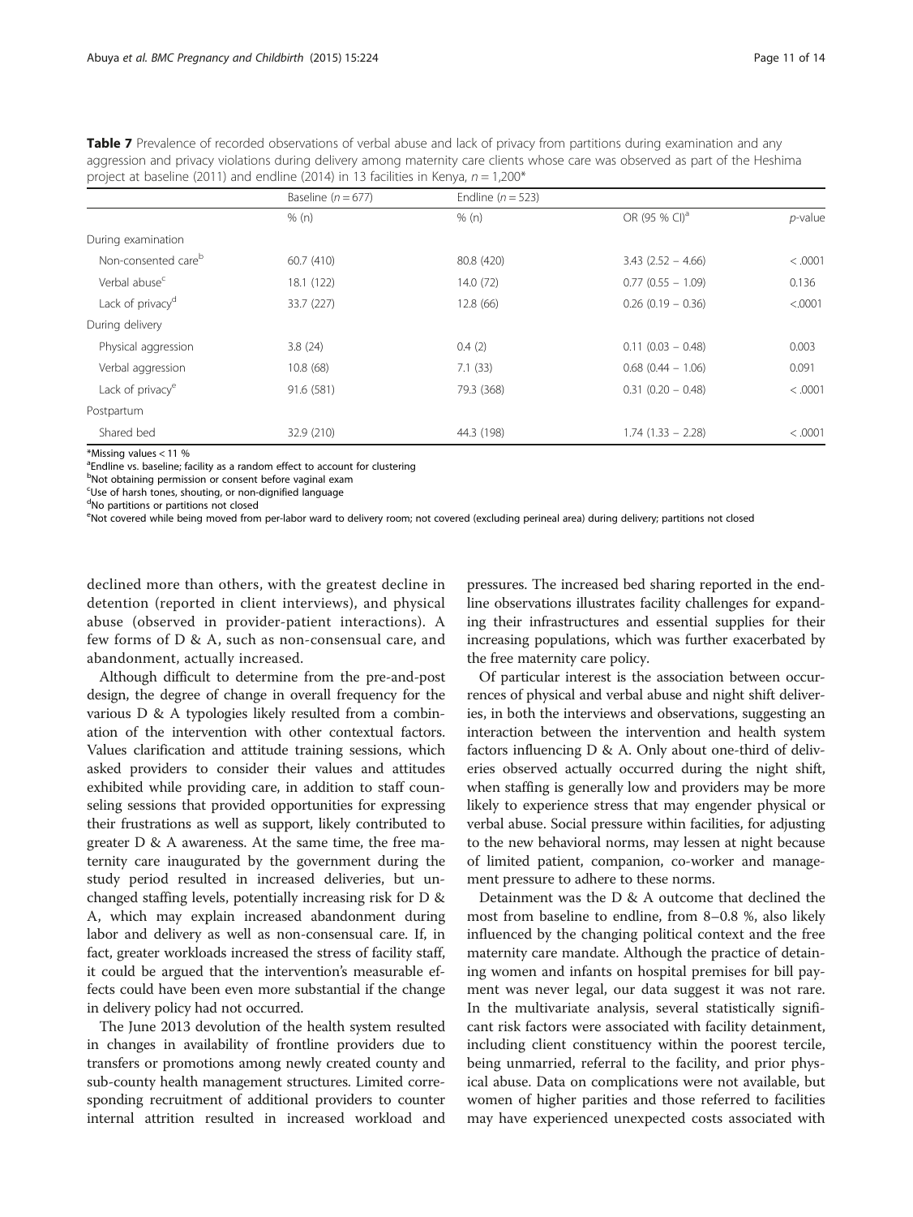**Table 7** Prevalence of recorded observations of verbal abuse and lack of privacy from partitions during examination and any aggression and privacy violations during delivery among maternity care clients whose care was observed as part of the Heshima project at baseline (2011) and endline (2014) in 13 facilities in Kenya, $n = 1{,}200$*

| | Baseline ($n = 677$) | Endline ($n = 523$) | | |
|---|---|---|---|---|
| | % (n) | % (n) | OR (95 % CI)[a] | *p*-value |
| During examination | | | | |
| Non-consented care[b] | 60.7 (410) | 80.8 (420) | 3.43 (2.52 – 4.66) | < .0001 |
| Verbal abuse[c] | 18.1 (122) | 14.0 (72) | 0.77 (0.55 – 1.09) | 0.136 |
| Lack of privacy[d] | 33.7 (227) | 12.8 (66) | 0.26 (0.19 – 0.36) | <.0001 |
| During delivery | | | | |
| Physical aggression | 3.8 (24) | 0.4 (2) | 0.11 (0.03 – 0.48) | 0.003 |
| Verbal aggression | 10.8 (68) | 7.1 (33) | 0.68 (0.44 – 1.06) | 0.091 |
| Lack of privacy[e] | 91.6 (581) | 79.3 (368) | 0.31 (0.20 – 0.48) | < .0001 |
| Postpartum | | | | |
| Shared bed | 32.9 (210) | 44.3 (198) | 1.74 (1.33 – 2.28) | < .0001 |

*Missing values < 11 %
[a]Endline vs. baseline; facility as a random effect to account for clustering
[b]Not obtaining permission or consent before vaginal exam
[c]Use of harsh tones, shouting, or non-dignified language
[d]No partitions or partitions not closed
[e]Not covered while being moved from per-labor ward to delivery room; not covered (excluding perineal area) during delivery; partitions not closed

declined more than others, with the greatest decline in detention (reported in client interviews), and physical abuse (observed in provider-patient interactions). A few forms of D & A, such as non-consensual care, and abandonment, actually increased.

Although difficult to determine from the pre-and-post design, the degree of change in overall frequency for the various D & A typologies likely resulted from a combination of the intervention with other contextual factors. Values clarification and attitude training sessions, which asked providers to consider their values and attitudes exhibited while providing care, in addition to staff counseling sessions that provided opportunities for expressing their frustrations as well as support, likely contributed to greater D & A awareness. At the same time, the free maternity care inaugurated by the government during the study period resulted in increased deliveries, but unchanged staffing levels, potentially increasing risk for D & A, which may explain increased abandonment during labor and delivery as well as non-consensual care. If, in fact, greater workloads increased the stress of facility staff, it could be argued that the intervention's measurable effects could have been even more substantial if the change in delivery policy had not occurred.

The June 2013 devolution of the health system resulted in changes in availability of frontline providers due to transfers or promotions among newly created county and sub-county health management structures. Limited corresponding recruitment of additional providers to counter internal attrition resulted in increased workload and pressures. The increased bed sharing reported in the endline observations illustrates facility challenges for expanding their infrastructures and essential supplies for their increasing populations, which was further exacerbated by the free maternity care policy.

Of particular interest is the association between occurrences of physical and verbal abuse and night shift deliveries, in both the interviews and observations, suggesting an interaction between the intervention and health system factors influencing D & A. Only about one-third of deliveries observed actually occurred during the night shift, when staffing is generally low and providers may be more likely to experience stress that may engender physical or verbal abuse. Social pressure within facilities, for adjusting to the new behavioral norms, may lessen at night because of limited patient, companion, co-worker and management pressure to adhere to these norms.

Detainment was the D & A outcome that declined the most from baseline to endline, from 8–0.8 %, also likely influenced by the changing political context and the free maternity care mandate. Although the practice of detaining women and infants on hospital premises for bill payment was never legal, our data suggest it was not rare. In the multivariate analysis, several statistically significant risk factors were associated with facility detainment, including client constituency within the poorest tercile, being unmarried, referral to the facility, and prior physical abuse. Data on complications were not available, but women of higher parities and those referred to facilities may have experienced unexpected costs associated with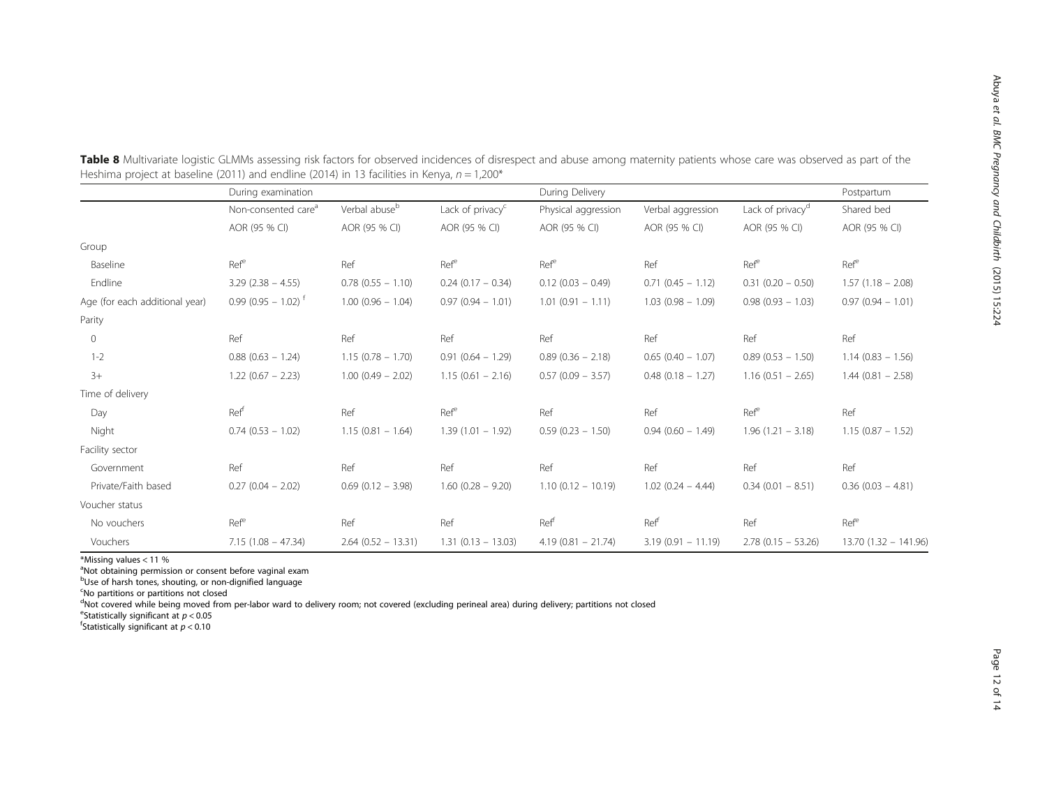**Table 8** Multivariate logistic GLMMs assessing risk factors for observed incidences of disrespect and abuse among maternity patients whose care was observed as part of the Heshima project at baseline (2011) and endline (2014) in 13 facilities in Kenya, $n = 1,200$*

| | During examination | | | During Delivery | | | Postpartum |
|---|---|---|---|---|---|---|---|
| | Non-consented care[a] | Verbal abuse[b] | Lack of privacy[c] | Physical aggression | Verbal aggression | Lack of privacy[d] | Shared bed |
| | AOR (95 % CI) | AOR (95 % CI) | AOR (95 % CI) | AOR (95 % CI) | AOR (95 % CI) | AOR (95 % CI) | AOR (95 % CI) |
| Group | | | | | | | |
| Baseline | Ref[e] | Ref | Ref[e] | Ref[e] | Ref | Ref[e] | Ref[e] |
| Endline | 3.29 (2.38 – 4.55) | 0.78 (0.55 – 1.10) | 0.24 (0.17 – 0.34) | 0.12 (0.03 – 0.49) | 0.71 (0.45 – 1.12) | 0.31 (0.20 – 0.50) | 1.57 (1.18 – 2.08) |
| Age (for each additional year) | 0.99 (0.95 – 1.02) [f] | 1.00 (0.96 – 1.04) | 0.97 (0.94 – 1.01) | 1.01 (0.91 – 1.11) | 1.03 (0.98 – 1.09) | 0.98 (0.93 – 1.03) | 0.97 (0.94 – 1.01) |
| Parity | | | | | | | |
| 0 | Ref | Ref | Ref | Ref | Ref | Ref | Ref |
| 1-2 | 0.88 (0.63 – 1.24) | 1.15 (0.78 – 1.70) | 0.91 (0.64 – 1.29) | 0.89 (0.36 – 2.18) | 0.65 (0.40 – 1.07) | 0.89 (0.53 – 1.50) | 1.14 (0.83 – 1.56) |
| 3+ | 1.22 (0.67 – 2.23) | 1.00 (0.49 – 2.02) | 1.15 (0.61 – 2.16) | 0.57 (0.09 – 3.57) | 0.48 (0.18 – 1.27) | 1.16 (0.51 – 2.65) | 1.44 (0.81 – 2.58) |
| Time of delivery | | | | | | | |
| Day | Ref[f] | Ref | Ref[e] | Ref | Ref | Ref[e] | Ref |
| Night | 0.74 (0.53 – 1.02) | 1.15 (0.81 – 1.64) | 1.39 (1.01 – 1.92) | 0.59 (0.23 – 1.50) | 0.94 (0.60 – 1.49) | 1.96 (1.21 – 3.18) | 1.15 (0.87 – 1.52) |
| Facility sector | | | | | | | |
| Government | Ref | Ref | Ref | Ref | Ref | Ref | Ref |
| Private/Faith based | 0.27 (0.04 – 2.02) | 0.69 (0.12 – 3.98) | 1.60 (0.28 – 9.20) | 1.10 (0.12 – 10.19) | 1.02 (0.24 – 4.44) | 0.34 (0.01 – 8.51) | 0.36 (0.03 – 4.81) |
| Voucher status | | | | | | | |
| No vouchers | Ref[e] | Ref | Ref | Ref[f] | Ref[f] | Ref | Ref[e] |
| Vouchers | 7.15 (1.08 – 47.34) | 2.64 (0.52 – 13.31) | 1.31 (0.13 – 13.03) | 4.19 (0.81 – 21.74) | 3.19 (0.91 – 11.19) | 2.78 (0.15 – 53.26) | 13.70 (1.32 – 141.96) |

*Missing values < 11 %

[a]Not obtaining permission or consent before vaginal exam

[b]Use of harsh tones, shouting, or non-dignified language

[c]No partitions or partitions not closed

[d]Not covered while being moved from per-labor ward to delivery room; not covered (excluding perineal area) during delivery; partitions not closed

[e]Statistically significant at $p < 0.05$

[f]Statistically significant at $p < 0.10$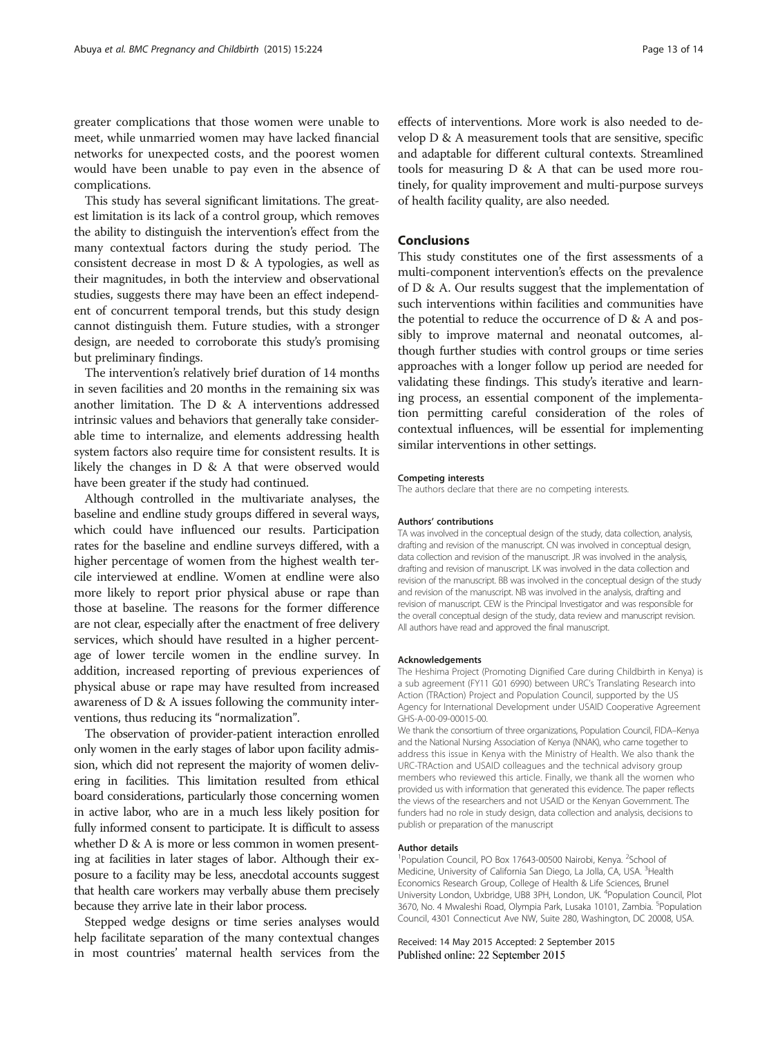greater complications that those women were unable to meet, while unmarried women may have lacked financial networks for unexpected costs, and the poorest women would have been unable to pay even in the absence of complications.

This study has several significant limitations. The greatest limitation is its lack of a control group, which removes the ability to distinguish the intervention's effect from the many contextual factors during the study period. The consistent decrease in most D & A typologies, as well as their magnitudes, in both the interview and observational studies, suggests there may have been an effect independent of concurrent temporal trends, but this study design cannot distinguish them. Future studies, with a stronger design, are needed to corroborate this study's promising but preliminary findings.

The intervention's relatively brief duration of 14 months in seven facilities and 20 months in the remaining six was another limitation. The D & A interventions addressed intrinsic values and behaviors that generally take considerable time to internalize, and elements addressing health system factors also require time for consistent results. It is likely the changes in D & A that were observed would have been greater if the study had continued.

Although controlled in the multivariate analyses, the baseline and endline study groups differed in several ways, which could have influenced our results. Participation rates for the baseline and endline surveys differed, with a higher percentage of women from the highest wealth tercile interviewed at endline. Women at endline were also more likely to report prior physical abuse or rape than those at baseline. The reasons for the former difference are not clear, especially after the enactment of free delivery services, which should have resulted in a higher percentage of lower tercile women in the endline survey. In addition, increased reporting of previous experiences of physical abuse or rape may have resulted from increased awareness of D & A issues following the community interventions, thus reducing its "normalization".

The observation of provider-patient interaction enrolled only women in the early stages of labor upon facility admission, which did not represent the majority of women delivering in facilities. This limitation resulted from ethical board considerations, particularly those concerning women in active labor, who are in a much less likely position for fully informed consent to participate. It is difficult to assess whether D & A is more or less common in women presenting at facilities in later stages of labor. Although their exposure to a facility may be less, anecdotal accounts suggest that health care workers may verbally abuse them precisely because they arrive late in their labor process.

Stepped wedge designs or time series analyses would help facilitate separation of the many contextual changes in most countries' maternal health services from the effects of interventions. More work is also needed to develop D & A measurement tools that are sensitive, specific and adaptable for different cultural contexts. Streamlined tools for measuring D & A that can be used more routinely, for quality improvement and multi-purpose surveys of health facility quality, are also needed.

## Conclusions

This study constitutes one of the first assessments of a multi-component intervention's effects on the prevalence of D & A. Our results suggest that the implementation of such interventions within facilities and communities have the potential to reduce the occurrence of D & A and possibly to improve maternal and neonatal outcomes, although further studies with control groups or time series approaches with a longer follow up period are needed for validating these findings. This study's iterative and learning process, an essential component of the implementation permitting careful consideration of the roles of contextual influences, will be essential for implementing similar interventions in other settings.

#### Competing interests

The authors declare that there are no competing interests.

#### Authors' contributions

TA was involved in the conceptual design of the study, data collection, analysis, drafting and revision of the manuscript. CN was involved in conceptual design, data collection and revision of the manuscript. JR was involved in the analysis, drafting and revision of manuscript. LK was involved in the data collection and revision of the manuscript. BB was involved in the conceptual design of the study and revision of the manuscript. NB was involved in the analysis, drafting and revision of manuscript. CEW is the Principal Investigator and was responsible for the overall conceptual design of the study, data review and manuscript revision. All authors have read and approved the final manuscript.

#### Acknowledgements

The Heshima Project (Promoting Dignified Care during Childbirth in Kenya) is a sub agreement (FY11 G01 6990) between URC's Translating Research into Action (TRAction) Project and Population Council, supported by the US Agency for International Development under USAID Cooperative Agreement GHS-A-00-09-00015-00.

We thank the consortium of three organizations, Population Council, FIDA–Kenya and the National Nursing Association of Kenya (NNAK), who came together to address this issue in Kenya with the Ministry of Health. We also thank the URC-TRAction and USAID colleagues and the technical advisory group members who reviewed this article. Finally, we thank all the women who provided us with information that generated this evidence. The paper reflects the views of the researchers and not USAID or the Kenyan Government. The funders had no role in study design, data collection and analysis, decisions to publish or preparation of the manuscript

#### Author details

[1]Population Council, PO Box 17643-00500 Nairobi, Kenya. [2]School of Medicine, University of California San Diego, La Jolla, CA, USA. [3]Health Economics Research Group, College of Health & Life Sciences, Brunel University London, Uxbridge, UB8 3PH, London, UK. [4]Population Council, Plot 3670, No. 4 Mwaleshi Road, Olympia Park, Lusaka 10101, Zambia. [5]Population Council, 4301 Connecticut Ave NW, Suite 280, Washington, DC 20008, USA.

Received: 14 May 2015 Accepted: 2 September 2015
Published online: 22 September 2015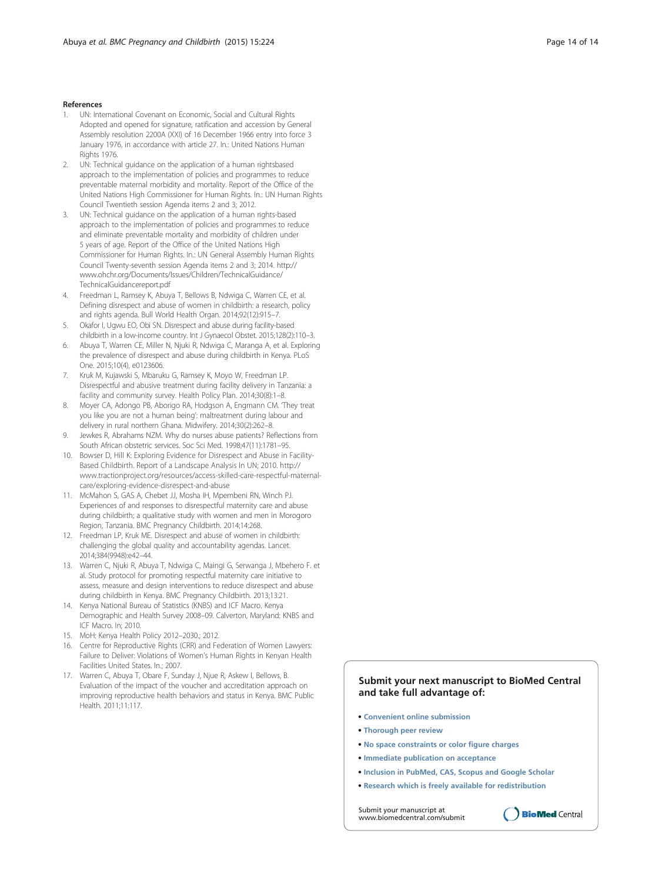#### References

1. UN: International Covenant on Economic, Social and Cultural Rights Adopted and opened for signature, ratification and accession by General Assembly resolution 2200A (XXI) of 16 December 1966 entry into force 3 January 1976, in accordance with article 27. In.: United Nations Human Rights 1976.
2. UN: Technical guidance on the application of a human rightsbased approach to the implementation of policies and programmes to reduce preventable maternal morbidity and mortality. Report of the Office of the United Nations High Commissioner for Human Rights. In.: UN Human Rights Council Twentieth session Agenda items 2 and 3; 2012.
3. UN: Technical guidance on the application of a human rights-based approach to the implementation of policies and programmes to reduce and eliminate preventable mortality and morbidity of children under 5 years of age. Report of the Office of the United Nations High Commissioner for Human Rights. In.: UN General Assembly Human Rights Council Twenty-seventh session Agenda items 2 and 3; 2014. http://www.ohchr.org/Documents/Issues/Children/TechnicalGuidance/TechnicalGuidancereport.pdf
4. Freedman L, Ramsey K, Abuya T, Bellows B, Ndwiga C, Warren CE, et al. Defining disrespect and abuse of women in childbirth: a research, policy and rights agenda. Bull World Health Organ. 2014;92(12):915–7.
5. Okafor I, Ugwu EO, Obi SN. Disrespect and abuse during facility-based childbirth in a low-income country. Int J Gynaecol Obstet. 2015;128(2):110–3.
6. Abuya T, Warren CE, Miller N, Njuki R, Ndwiga C, Maranga A, et al. Exploring the prevalence of disrespect and abuse during childbirth in Kenya. PLoS One. 2015;10(4), e0123606.
7. Kruk M, Kujawski S, Mbaruku G, Ramsey K, Moyo W, Freedman LP. Disrespectful and abusive treatment during facility delivery in Tanzania: a facility and community survey. Health Policy Plan. 2014;30(8):1–8.
8. Moyer CA, Adongo PB, Aborigo RA, Hodgson A, Engmann CM. 'They treat you like you are not a human being': maltreatment during labour and delivery in rural northern Ghana. Midwifery. 2014;30(2):262–8.
9. Jewkes R, Abrahams NZM. Why do nurses abuse patients? Reflections from South African obstetric services. Soc Sci Med. 1998;47(11):1781–95.
10. Bowser D, Hill K: Exploring Evidence for Disrespect and Abuse in Facility-Based Childbirth. Report of a Landscape Analysis In UN; 2010. http://www.tractionproject.org/resources/access-skilled-care-respectful-maternal-care/exploring-evidence-disrespect-and-abuse
11. McMahon S, GAS A, Chebet JJ, Mosha IH, Mpembeni RN, Winch PJ. Experiences of and responses to disrespectful maternity care and abuse during childbirth; a qualitative study with women and men in Morogoro Region, Tanzania. BMC Pregnancy Childbirth. 2014;14:268.
12. Freedman LP, Kruk ME. Disrespect and abuse of women in childbirth: challenging the global quality and accountability agendas. Lancet. 2014;384(9948):e42–44.
13. Warren C, Njuki R, Abuya T, Ndwiga C, Maingi G, Serwanga J, Mbehero F. et al. Study protocol for promoting respectful maternity care initiative to assess, measure and design interventions to reduce disrespect and abuse during childbirth in Kenya. BMC Pregnancy Childbirth. 2013;13:21.
14. Kenya National Bureau of Statistics (KNBS) and ICF Macro. Kenya Demographic and Health Survey 2008–09. Calverton, Maryland: KNBS and ICF Macro. In; 2010.
15. MoH: Kenya Health Policy 2012–2030.; 2012.
16. Centre for Reproductive Rights (CRR) and Federation of Women Lawyers: Failure to Deliver: Violations of Women's Human Rights in Kenyan Health Facilities United States. In.; 2007.
17. Warren C, Abuya T, Obare F, Sunday J, Njue R, Askew I, Bellows, B. Evaluation of the impact of the voucher and accreditation approach on improving reproductive health behaviors and status in Kenya. BMC Public Health. 2011;11:117.

**Submit your next manuscript to BioMed Central and take full advantage of:**

- **Convenient online submission**
- **Thorough peer review**
- **No space constraints or color figure charges**
- **Immediate publication on acceptance**
- **Inclusion in PubMed, CAS, Scopus and Google Scholar**
- **Research which is freely available for redistribution**

Submit your manuscript at
www.biomedcentral.com/submit

BioMed Central